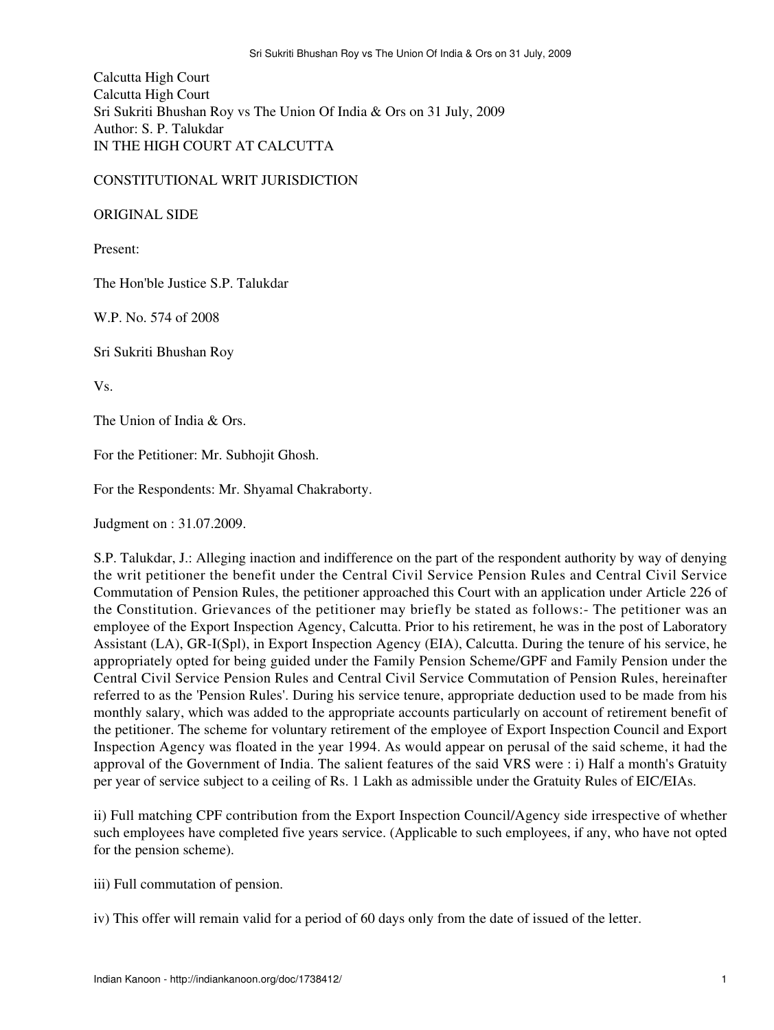Calcutta High Court
Calcutta High Court
Sri Sukriti Bhushan Roy vs The Union Of India & Ors on 31 July, 2009
Author: S. P. Talukdar
IN THE HIGH COURT AT CALCUTTA

CONSTITUTIONAL WRIT JURISDICTION

ORIGINAL SIDE

Present:

The Hon'ble Justice S.P. Talukdar

W.P. No. 574 of 2008

Sri Sukriti Bhushan Roy

Vs.

The Union of India & Ors.

For the Petitioner: Mr. Subhojit Ghosh.

For the Respondents: Mr. Shyamal Chakraborty.

Judgment on : 31.07.2009.

S.P. Talukdar, J.: Alleging inaction and indifference on the part of the respondent authority by way of denying the writ petitioner the benefit under the Central Civil Service Pension Rules and Central Civil Service Commutation of Pension Rules, the petitioner approached this Court with an application under Article 226 of the Constitution. Grievances of the petitioner may briefly be stated as follows:- The petitioner was an employee of the Export Inspection Agency, Calcutta. Prior to his retirement, he was in the post of Laboratory Assistant (LA), GR-I(Spl), in Export Inspection Agency (EIA), Calcutta. During the tenure of his service, he appropriately opted for being guided under the Family Pension Scheme/GPF and Family Pension under the Central Civil Service Pension Rules and Central Civil Service Commutation of Pension Rules, hereinafter referred to as the 'Pension Rules'. During his service tenure, appropriate deduction used to be made from his monthly salary, which was added to the appropriate accounts particularly on account of retirement benefit of the petitioner. The scheme for voluntary retirement of the employee of Export Inspection Council and Export Inspection Agency was floated in the year 1994. As would appear on perusal of the said scheme, it had the approval of the Government of India. The salient features of the said VRS were : i) Half a month's Gratuity per year of service subject to a ceiling of Rs. 1 Lakh as admissible under the Gratuity Rules of EIC/EIAs.

ii) Full matching CPF contribution from the Export Inspection Council/Agency side irrespective of whether such employees have completed five years service. (Applicable to such employees, if any, who have not opted for the pension scheme).

iii) Full commutation of pension.

iv) This offer will remain valid for a period of 60 days only from the date of issued of the letter.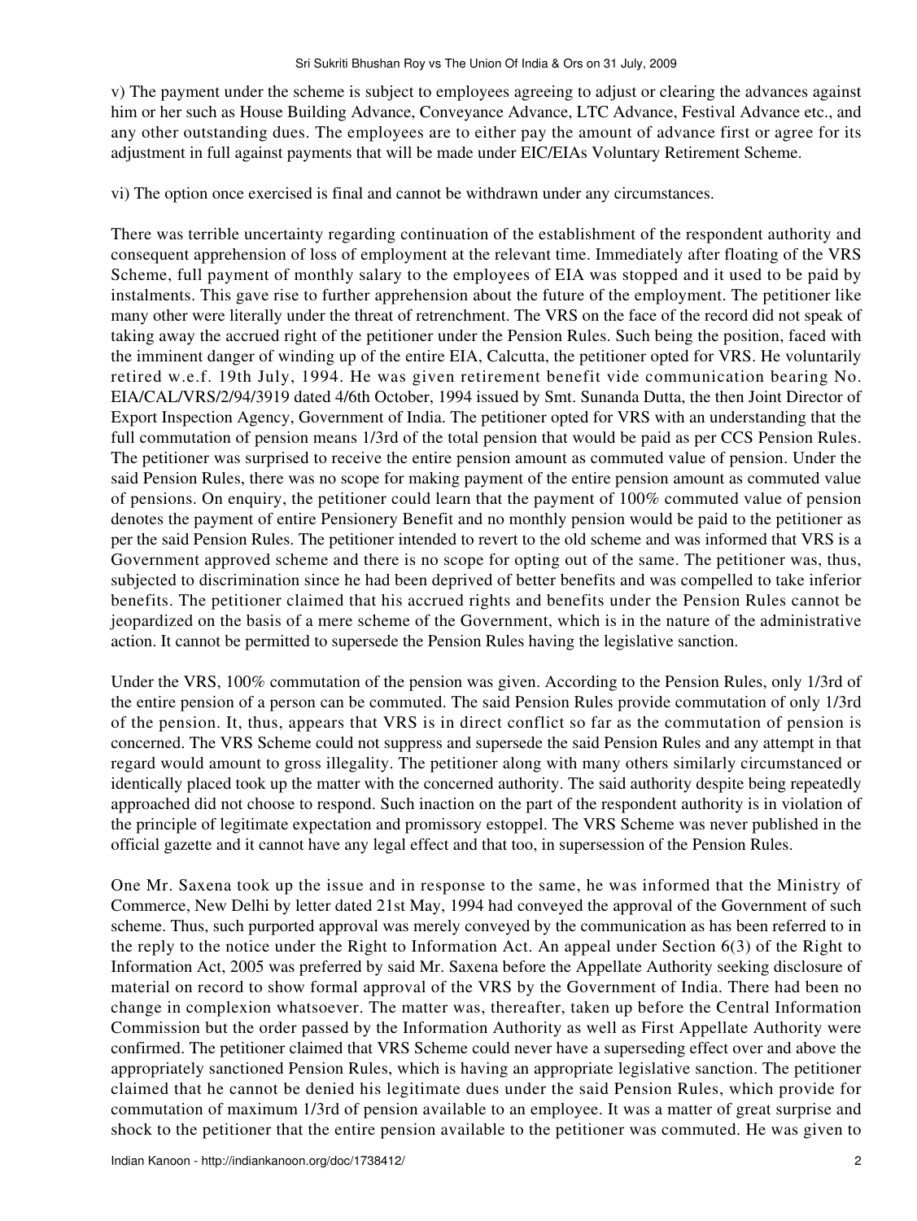v) The payment under the scheme is subject to employees agreeing to adjust or clearing the advances against him or her such as House Building Advance, Conveyance Advance, LTC Advance, Festival Advance etc., and any other outstanding dues. The employees are to either pay the amount of advance first or agree for its adjustment in full against payments that will be made under EIC/EIAs Voluntary Retirement Scheme.

vi) The option once exercised is final and cannot be withdrawn under any circumstances.

There was terrible uncertainty regarding continuation of the establishment of the respondent authority and consequent apprehension of loss of employment at the relevant time. Immediately after floating of the VRS Scheme, full payment of monthly salary to the employees of EIA was stopped and it used to be paid by instalments. This gave rise to further apprehension about the future of the employment. The petitioner like many other were literally under the threat of retrenchment. The VRS on the face of the record did not speak of taking away the accrued right of the petitioner under the Pension Rules. Such being the position, faced with the imminent danger of winding up of the entire EIA, Calcutta, the petitioner opted for VRS. He voluntarily retired w.e.f. 19th July, 1994. He was given retirement benefit vide communication bearing No. EIA/CAL/VRS/2/94/3919 dated 4/6th October, 1994 issued by Smt. Sunanda Dutta, the then Joint Director of Export Inspection Agency, Government of India. The petitioner opted for VRS with an understanding that the full commutation of pension means 1/3rd of the total pension that would be paid as per CCS Pension Rules. The petitioner was surprised to receive the entire pension amount as commuted value of pension. Under the said Pension Rules, there was no scope for making payment of the entire pension amount as commuted value of pensions. On enquiry, the petitioner could learn that the payment of 100% commuted value of pension denotes the payment of entire Pensionery Benefit and no monthly pension would be paid to the petitioner as per the said Pension Rules. The petitioner intended to revert to the old scheme and was informed that VRS is a Government approved scheme and there is no scope for opting out of the same. The petitioner was, thus, subjected to discrimination since he had been deprived of better benefits and was compelled to take inferior benefits. The petitioner claimed that his accrued rights and benefits under the Pension Rules cannot be jeopardized on the basis of a mere scheme of the Government, which is in the nature of the administrative action. It cannot be permitted to supersede the Pension Rules having the legislative sanction.

Under the VRS, 100% commutation of the pension was given. According to the Pension Rules, only 1/3rd of the entire pension of a person can be commuted. The said Pension Rules provide commutation of only 1/3rd of the pension. It, thus, appears that VRS is in direct conflict so far as the commutation of pension is concerned. The VRS Scheme could not suppress and supersede the said Pension Rules and any attempt in that regard would amount to gross illegality. The petitioner along with many others similarly circumstanced or identically placed took up the matter with the concerned authority. The said authority despite being repeatedly approached did not choose to respond. Such inaction on the part of the respondent authority is in violation of the principle of legitimate expectation and promissory estoppel. The VRS Scheme was never published in the official gazette and it cannot have any legal effect and that too, in supersession of the Pension Rules.

One Mr. Saxena took up the issue and in response to the same, he was informed that the Ministry of Commerce, New Delhi by letter dated 21st May, 1994 had conveyed the approval of the Government of such scheme. Thus, such purported approval was merely conveyed by the communication as has been referred to in the reply to the notice under the Right to Information Act. An appeal under Section 6(3) of the Right to Information Act, 2005 was preferred by said Mr. Saxena before the Appellate Authority seeking disclosure of material on record to show formal approval of the VRS by the Government of India. There had been no change in complexion whatsoever. The matter was, thereafter, taken up before the Central Information Commission but the order passed by the Information Authority as well as First Appellate Authority were confirmed. The petitioner claimed that VRS Scheme could never have a superseding effect over and above the appropriately sanctioned Pension Rules, which is having an appropriate legislative sanction. The petitioner claimed that he cannot be denied his legitimate dues under the said Pension Rules, which provide for commutation of maximum 1/3rd of pension available to an employee. It was a matter of great surprise and shock to the petitioner that the entire pension available to the petitioner was commuted. He was given to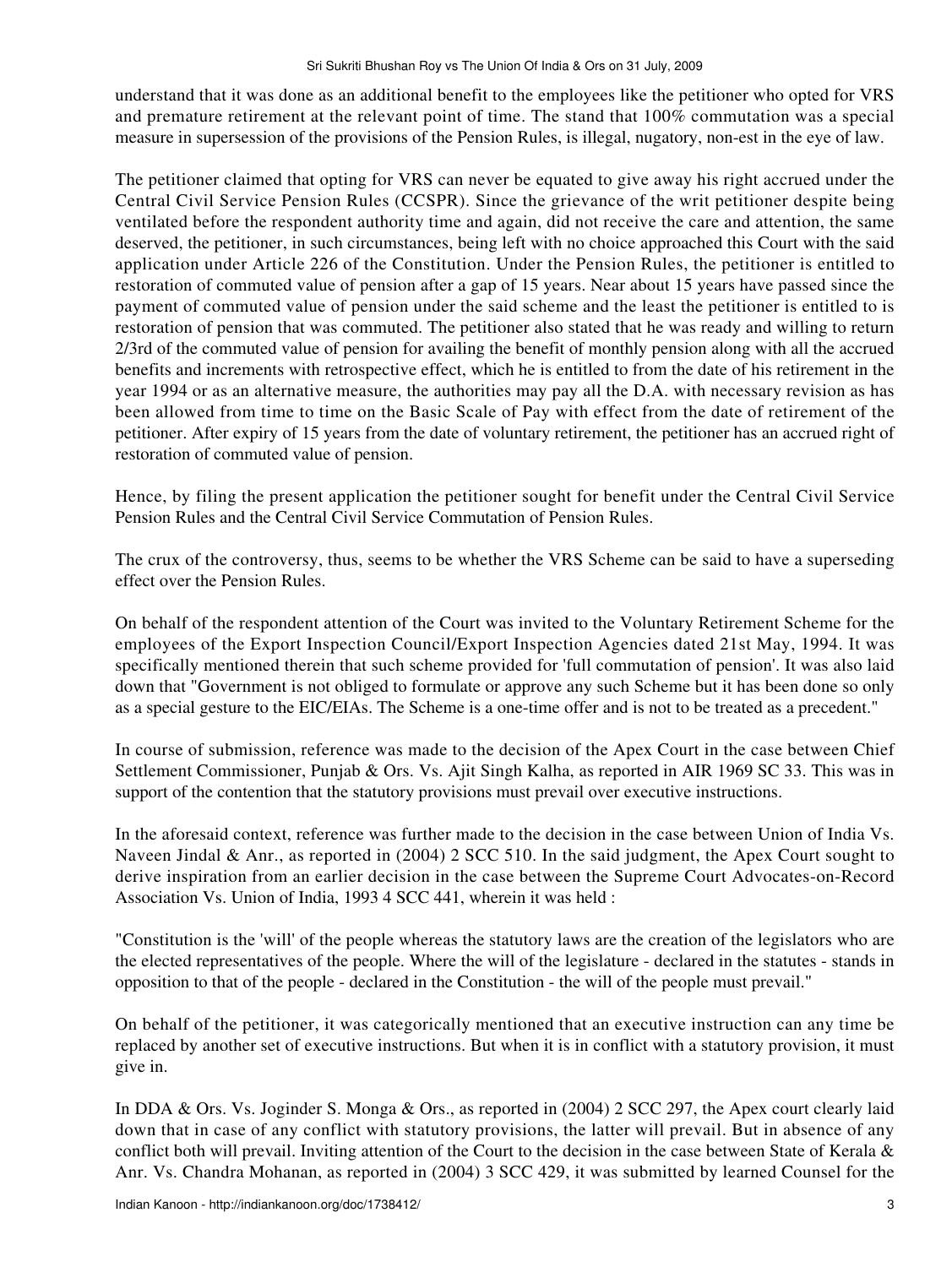understand that it was done as an additional benefit to the employees like the petitioner who opted for VRS and premature retirement at the relevant point of time. The stand that 100% commutation was a special measure in supersession of the provisions of the Pension Rules, is illegal, nugatory, non-est in the eye of law.

The petitioner claimed that opting for VRS can never be equated to give away his right accrued under the Central Civil Service Pension Rules (CCSPR). Since the grievance of the writ petitioner despite being ventilated before the respondent authority time and again, did not receive the care and attention, the same deserved, the petitioner, in such circumstances, being left with no choice approached this Court with the said application under Article 226 of the Constitution. Under the Pension Rules, the petitioner is entitled to restoration of commuted value of pension after a gap of 15 years. Near about 15 years have passed since the payment of commuted value of pension under the said scheme and the least the petitioner is entitled to is restoration of pension that was commuted. The petitioner also stated that he was ready and willing to return 2/3rd of the commuted value of pension for availing the benefit of monthly pension along with all the accrued benefits and increments with retrospective effect, which he is entitled to from the date of his retirement in the year 1994 or as an alternative measure, the authorities may pay all the D.A. with necessary revision as has been allowed from time to time on the Basic Scale of Pay with effect from the date of retirement of the petitioner. After expiry of 15 years from the date of voluntary retirement, the petitioner has an accrued right of restoration of commuted value of pension.

Hence, by filing the present application the petitioner sought for benefit under the Central Civil Service Pension Rules and the Central Civil Service Commutation of Pension Rules.

The crux of the controversy, thus, seems to be whether the VRS Scheme can be said to have a superseding effect over the Pension Rules.

On behalf of the respondent attention of the Court was invited to the Voluntary Retirement Scheme for the employees of the Export Inspection Council/Export Inspection Agencies dated 21st May, 1994. It was specifically mentioned therein that such scheme provided for 'full commutation of pension'. It was also laid down that "Government is not obliged to formulate or approve any such Scheme but it has been done so only as a special gesture to the EIC/EIAs. The Scheme is a one-time offer and is not to be treated as a precedent."

In course of submission, reference was made to the decision of the Apex Court in the case between Chief Settlement Commissioner, Punjab & Ors. Vs. Ajit Singh Kalha, as reported in AIR 1969 SC 33. This was in support of the contention that the statutory provisions must prevail over executive instructions.

In the aforesaid context, reference was further made to the decision in the case between Union of India Vs. Naveen Jindal & Anr., as reported in (2004) 2 SCC 510. In the said judgment, the Apex Court sought to derive inspiration from an earlier decision in the case between the Supreme Court Advocates-on-Record Association Vs. Union of India, 1993 4 SCC 441, wherein it was held :

"Constitution is the 'will' of the people whereas the statutory laws are the creation of the legislators who are the elected representatives of the people. Where the will of the legislature - declared in the statutes - stands in opposition to that of the people - declared in the Constitution - the will of the people must prevail."

On behalf of the petitioner, it was categorically mentioned that an executive instruction can any time be replaced by another set of executive instructions. But when it is in conflict with a statutory provision, it must give in.

In DDA & Ors. Vs. Joginder S. Monga & Ors., as reported in (2004) 2 SCC 297, the Apex court clearly laid down that in case of any conflict with statutory provisions, the latter will prevail. But in absence of any conflict both will prevail. Inviting attention of the Court to the decision in the case between State of Kerala & Anr. Vs. Chandra Mohanan, as reported in (2004) 3 SCC 429, it was submitted by learned Counsel for the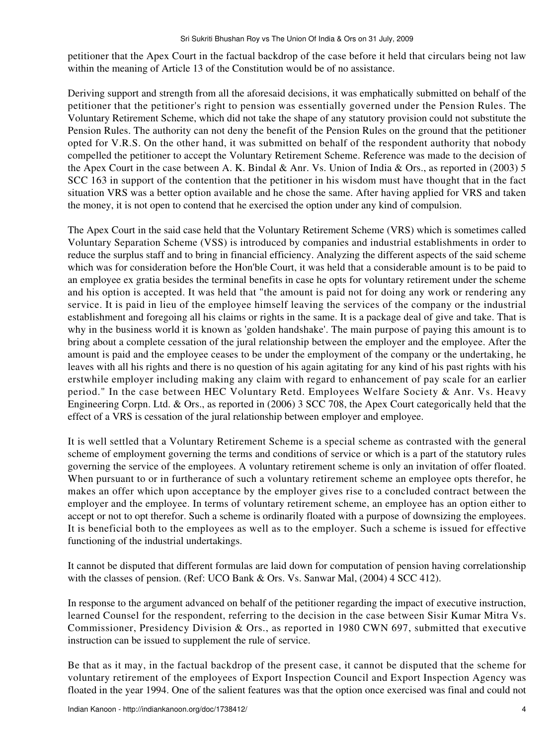petitioner that the Apex Court in the factual backdrop of the case before it held that circulars being not law within the meaning of Article 13 of the Constitution would be of no assistance.

Deriving support and strength from all the aforesaid decisions, it was emphatically submitted on behalf of the petitioner that the petitioner's right to pension was essentially governed under the Pension Rules. The Voluntary Retirement Scheme, which did not take the shape of any statutory provision could not substitute the Pension Rules. The authority can not deny the benefit of the Pension Rules on the ground that the petitioner opted for V.R.S. On the other hand, it was submitted on behalf of the respondent authority that nobody compelled the petitioner to accept the Voluntary Retirement Scheme. Reference was made to the decision of the Apex Court in the case between A. K. Bindal & Anr. Vs. Union of India & Ors., as reported in (2003) 5 SCC 163 in support of the contention that the petitioner in his wisdom must have thought that in the fact situation VRS was a better option available and he chose the same. After having applied for VRS and taken the money, it is not open to contend that he exercised the option under any kind of compulsion.

The Apex Court in the said case held that the Voluntary Retirement Scheme (VRS) which is sometimes called Voluntary Separation Scheme (VSS) is introduced by companies and industrial establishments in order to reduce the surplus staff and to bring in financial efficiency. Analyzing the different aspects of the said scheme which was for consideration before the Hon'ble Court, it was held that a considerable amount is to be paid to an employee ex gratia besides the terminal benefits in case he opts for voluntary retirement under the scheme and his option is accepted. It was held that "the amount is paid not for doing any work or rendering any service. It is paid in lieu of the employee himself leaving the services of the company or the industrial establishment and foregoing all his claims or rights in the same. It is a package deal of give and take. That is why in the business world it is known as 'golden handshake'. The main purpose of paying this amount is to bring about a complete cessation of the jural relationship between the employer and the employee. After the amount is paid and the employee ceases to be under the employment of the company or the undertaking, he leaves with all his rights and there is no question of his again agitating for any kind of his past rights with his erstwhile employer including making any claim with regard to enhancement of pay scale for an earlier period." In the case between HEC Voluntary Retd. Employees Welfare Society & Anr. Vs. Heavy Engineering Corpn. Ltd. & Ors., as reported in (2006) 3 SCC 708, the Apex Court categorically held that the effect of a VRS is cessation of the jural relationship between employer and employee.

It is well settled that a Voluntary Retirement Scheme is a special scheme as contrasted with the general scheme of employment governing the terms and conditions of service or which is a part of the statutory rules governing the service of the employees. A voluntary retirement scheme is only an invitation of offer floated. When pursuant to or in furtherance of such a voluntary retirement scheme an employee opts therefor, he makes an offer which upon acceptance by the employer gives rise to a concluded contract between the employer and the employee. In terms of voluntary retirement scheme, an employee has an option either to accept or not to opt therefor. Such a scheme is ordinarily floated with a purpose of downsizing the employees. It is beneficial both to the employees as well as to the employer. Such a scheme is issued for effective functioning of the industrial undertakings.

It cannot be disputed that different formulas are laid down for computation of pension having correlationship with the classes of pension. (Ref: UCO Bank & Ors. Vs. Sanwar Mal, (2004) 4 SCC 412).

In response to the argument advanced on behalf of the petitioner regarding the impact of executive instruction, learned Counsel for the respondent, referring to the decision in the case between Sisir Kumar Mitra Vs. Commissioner, Presidency Division & Ors., as reported in 1980 CWN 697, submitted that executive instruction can be issued to supplement the rule of service.

Be that as it may, in the factual backdrop of the present case, it cannot be disputed that the scheme for voluntary retirement of the employees of Export Inspection Council and Export Inspection Agency was floated in the year 1994. One of the salient features was that the option once exercised was final and could not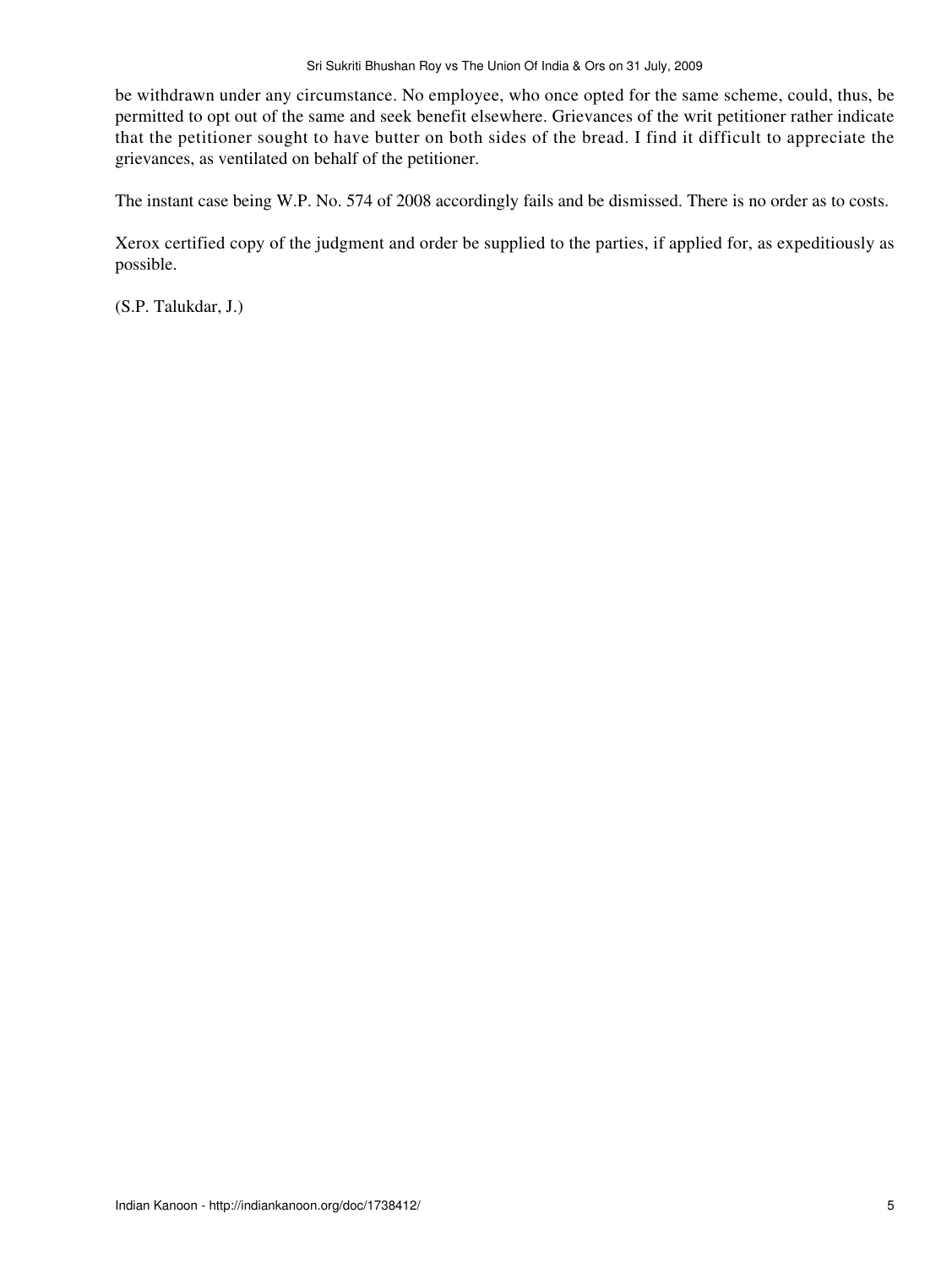be withdrawn under any circumstance. No employee, who once opted for the same scheme, could, thus, be permitted to opt out of the same and seek benefit elsewhere. Grievances of the writ petitioner rather indicate that the petitioner sought to have butter on both sides of the bread. I find it difficult to appreciate the grievances, as ventilated on behalf of the petitioner.

The instant case being W.P. No. 574 of 2008 accordingly fails and be dismissed. There is no order as to costs.

Xerox certified copy of the judgment and order be supplied to the parties, if applied for, as expeditiously as possible.

(S.P. Talukdar, J.)